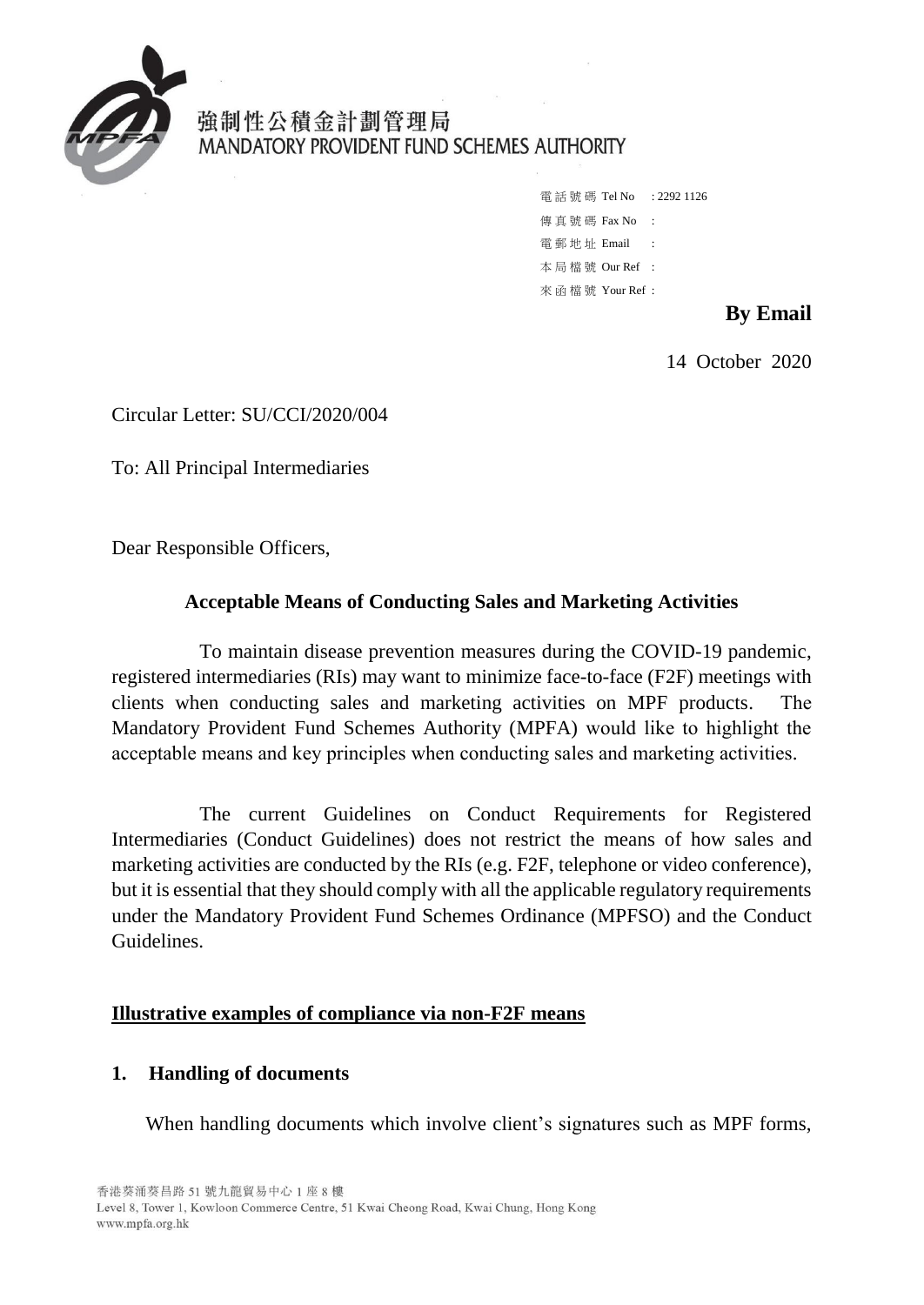強制性公積金計劃管理局
MANDATORY PROVIDENT FUND SCHEMES AUTHORITY

電話號碼 Tel No : 2292 1126
傳真號碼 Fax No :
電郵地址 Email :
本局檔號 Our Ref :
來函檔號 Your Ref :

**By Email**

14 October 2020

Circular Letter: SU/CCI/2020/004

To: All Principal Intermediaries

Dear Responsible Officers,

**Acceptable Means of Conducting Sales and Marketing Activities**

To maintain disease prevention measures during the COVID-19 pandemic, registered intermediaries (RIs) may want to minimize face-to-face (F2F) meetings with clients when conducting sales and marketing activities on MPF products. The Mandatory Provident Fund Schemes Authority (MPFA) would like to highlight the acceptable means and key principles when conducting sales and marketing activities.

The current Guidelines on Conduct Requirements for Registered Intermediaries (Conduct Guidelines) does not restrict the means of how sales and marketing activities are conducted by the RIs (e.g. F2F, telephone or video conference), but it is essential that they should comply with all the applicable regulatory requirements under the Mandatory Provident Fund Schemes Ordinance (MPFSO) and the Conduct Guidelines.

**Illustrative examples of compliance via non-F2F means**

**1. Handling of documents**

When handling documents which involve client's signatures such as MPF forms,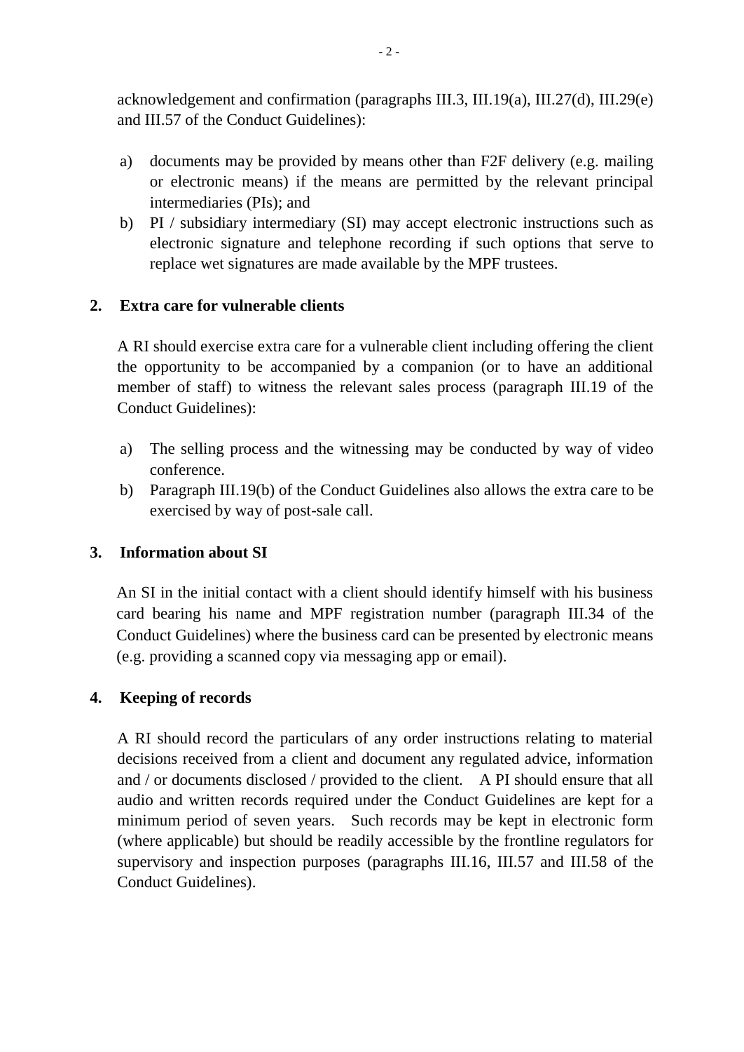acknowledgement and confirmation (paragraphs III.3, III.19(a), III.27(d), III.29(e) and III.57 of the Conduct Guidelines):

a) documents may be provided by means other than F2F delivery (e.g. mailing or electronic means) if the means are permitted by the relevant principal intermediaries (PIs); and
b) PI / subsidiary intermediary (SI) may accept electronic instructions such as electronic signature and telephone recording if such options that serve to replace wet signatures are made available by the MPF trustees.

**2. Extra care for vulnerable clients**

A RI should exercise extra care for a vulnerable client including offering the client the opportunity to be accompanied by a companion (or to have an additional member of staff) to witness the relevant sales process (paragraph III.19 of the Conduct Guidelines):

a) The selling process and the witnessing may be conducted by way of video conference.
b) Paragraph III.19(b) of the Conduct Guidelines also allows the extra care to be exercised by way of post-sale call.

**3. Information about SI**

An SI in the initial contact with a client should identify himself with his business card bearing his name and MPF registration number (paragraph III.34 of the Conduct Guidelines) where the business card can be presented by electronic means (e.g. providing a scanned copy via messaging app or email).

**4. Keeping of records**

A RI should record the particulars of any order instructions relating to material decisions received from a client and document any regulated advice, information and / or documents disclosed / provided to the client. A PI should ensure that all audio and written records required under the Conduct Guidelines are kept for a minimum period of seven years. Such records may be kept in electronic form (where applicable) but should be readily accessible by the frontline regulators for supervisory and inspection purposes (paragraphs III.16, III.57 and III.58 of the Conduct Guidelines).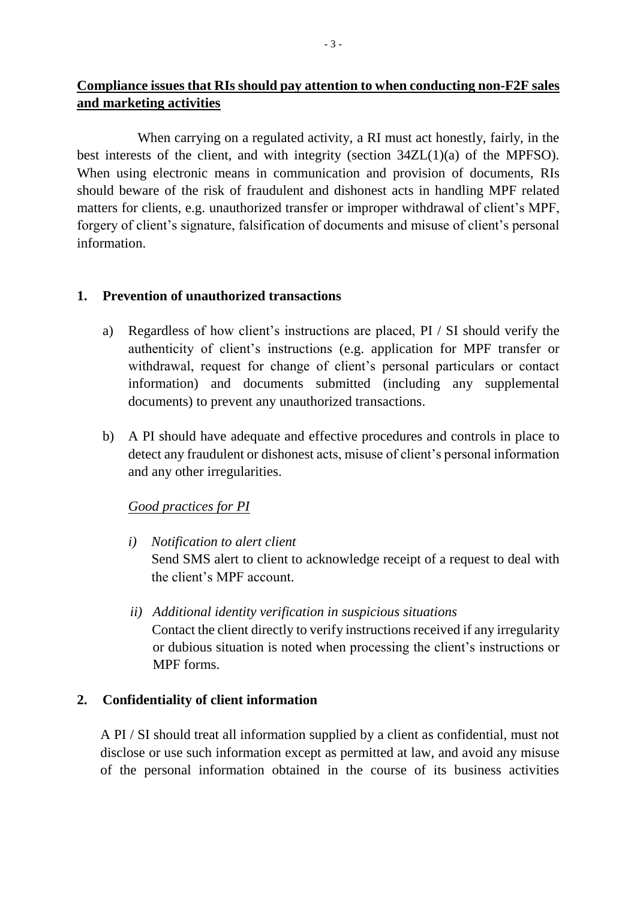**Compliance issues that RIs should pay attention to when conducting non-F2F sales and marketing activities**

When carrying on a regulated activity, a RI must act honestly, fairly, in the best interests of the client, and with integrity (section 34ZL(1)(a) of the MPFSO). When using electronic means in communication and provision of documents, RIs should beware of the risk of fraudulent and dishonest acts in handling MPF related matters for clients, e.g. unauthorized transfer or improper withdrawal of client's MPF, forgery of client's signature, falsification of documents and misuse of client's personal information.

**1. Prevention of unauthorized transactions**

a) Regardless of how client's instructions are placed, PI / SI should verify the authenticity of client's instructions (e.g. application for MPF transfer or withdrawal, request for change of client's personal particulars or contact information) and documents submitted (including any supplemental documents) to prevent any unauthorized transactions.

b) A PI should have adequate and effective procedures and controls in place to detect any fraudulent or dishonest acts, misuse of client's personal information and any other irregularities.

*Good practices for PI*

*i) Notification to alert client*
Send SMS alert to client to acknowledge receipt of a request to deal with the client's MPF account.

*ii) Additional identity verification in suspicious situations*
Contact the client directly to verify instructions received if any irregularity or dubious situation is noted when processing the client's instructions or MPF forms.

**2. Confidentiality of client information**

A PI / SI should treat all information supplied by a client as confidential, must not disclose or use such information except as permitted at law, and avoid any misuse of the personal information obtained in the course of its business activities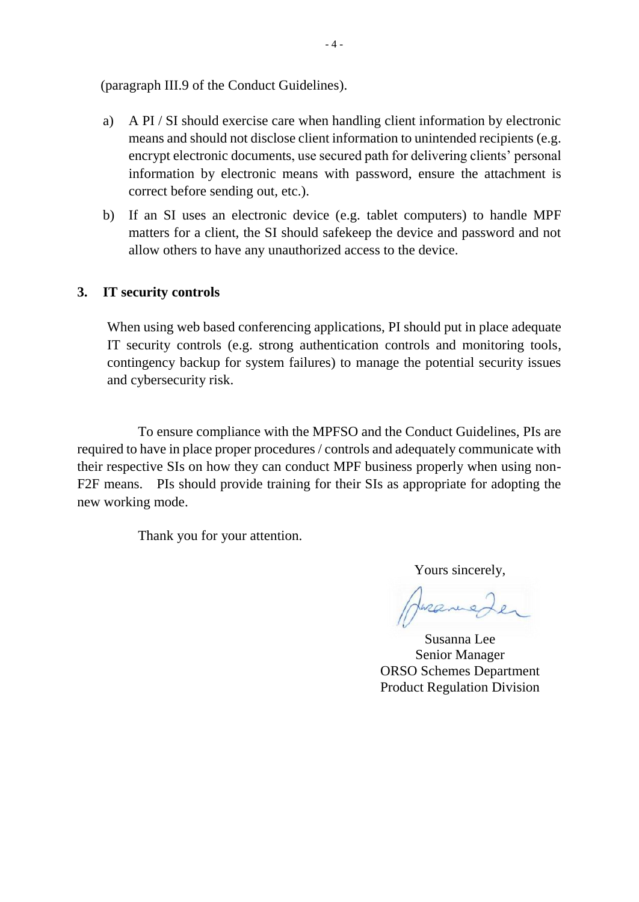(paragraph III.9 of the Conduct Guidelines).

a) A PI / SI should exercise care when handling client information by electronic means and should not disclose client information to unintended recipients (e.g. encrypt electronic documents, use secured path for delivering clients' personal information by electronic means with password, ensure the attachment is correct before sending out, etc.).

b) If an SI uses an electronic device (e.g. tablet computers) to handle MPF matters for a client, the SI should safekeep the device and password and not allow others to have any unauthorized access to the device.

**3. IT security controls**

When using web based conferencing applications, PI should put in place adequate IT security controls (e.g. strong authentication controls and monitoring tools, contingency backup for system failures) to manage the potential security issues and cybersecurity risk.

To ensure compliance with the MPFSO and the Conduct Guidelines, PIs are required to have in place proper procedures / controls and adequately communicate with their respective SIs on how they can conduct MPF business properly when using non-F2F means. PIs should provide training for their SIs as appropriate for adopting the new working mode.

Thank you for your attention.

Yours sincerely,

Susanna Lee
Senior Manager
ORSO Schemes Department
Product Regulation Division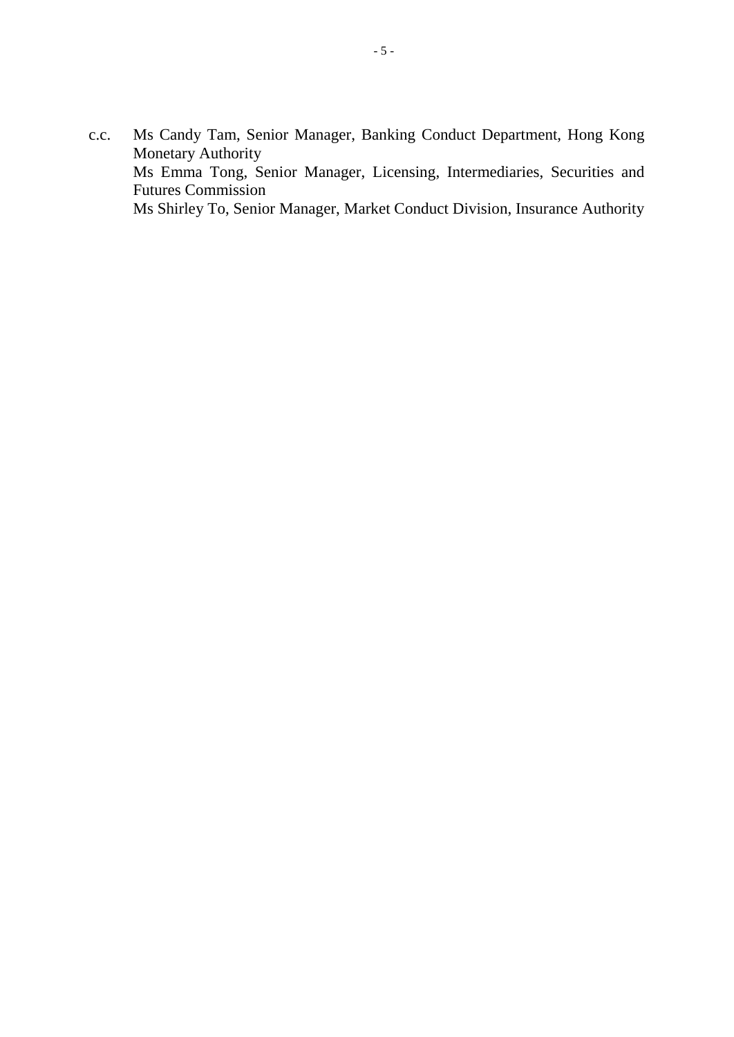c.c. Ms Candy Tam, Senior Manager, Banking Conduct Department, Hong Kong Monetary Authority
Ms Emma Tong, Senior Manager, Licensing, Intermediaries, Securities and Futures Commission
Ms Shirley To, Senior Manager, Market Conduct Division, Insurance Authority